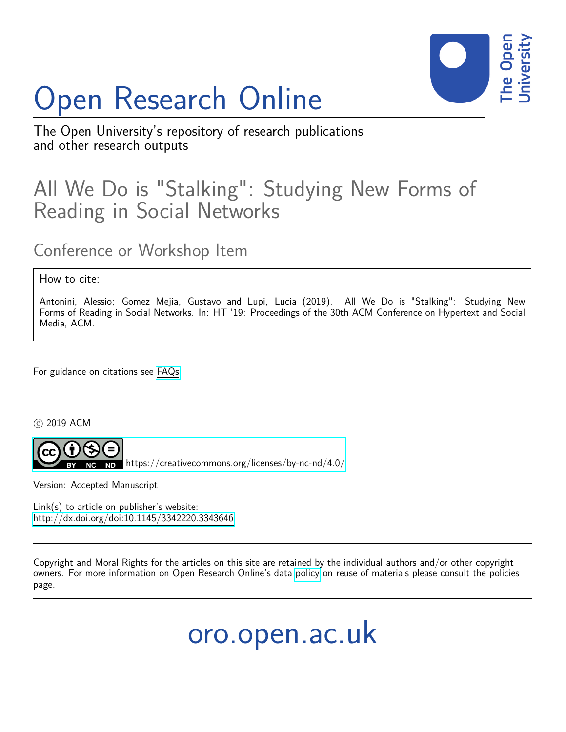# Open Research Online

The Open University's repository of research publications and other research outputs

## All We Do is "Stalking": Studying New Forms of Reading in Social Networks

### Conference or Workshop Item

How to cite:

Antonini, Alessio; Gomez Mejia, Gustavo and Lupi, Lucia (2019). All We Do is "Stalking": Studying New Forms of Reading in Social Networks. In: HT '19: Proceedings of the 30th ACM Conference on Hypertext and Social Media, ACM.

For guidance on citations see FAQs.

© 2019 ACM

https://creativecommons.org/licenses/by-nc-nd/4.0/

Version: Accepted Manuscript

Link(s) to article on publisher's website:
http://dx.doi.org/doi:10.1145/3342220.3343646

Copyright and Moral Rights for the articles on this site are retained by the individual authors and/or other copyright owners. For more information on Open Research Online's data policy on reuse of materials please consult the policies page.

oro.open.ac.uk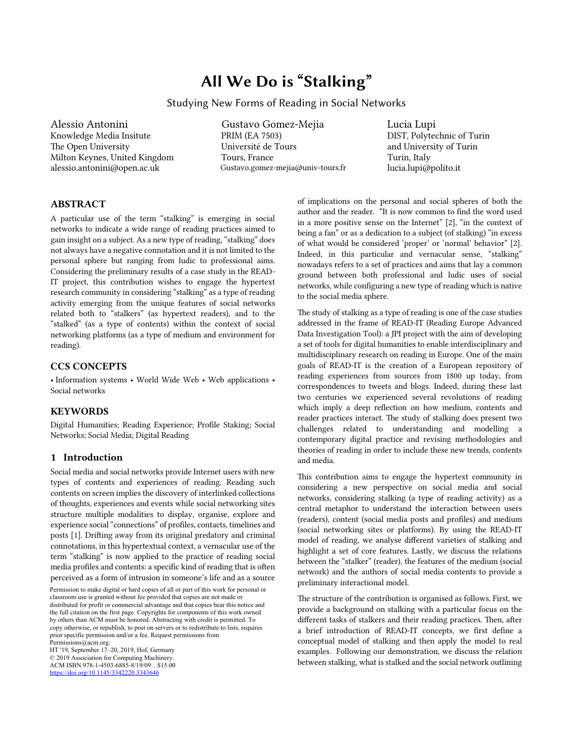# All We Do is "Stalking"

Studying New Forms of Reading in Social Networks

Alessio Antonini
Knowledge Media Insitute
The Open University
Milton Keynes, United Kingdom
alessio.antonini@open.ac.uk

Gustavo Gomez-Mejia
PRIM (EA 7503)
Université de Tours
Tours, France
Gustavo.gomez-mejia@univ-tours.fr

Lucia Lupi
DIST, Polytechnic of Turin
and University of Turin
Turin, Italy
lucia.lupi@polito.it

## ABSTRACT

A particular use of the term "stalking" is emerging in social networks to indicate a wide range of reading practices aimed to gain insight on a subject. As a new type of reading, "stalking" does not always have a negative connotation and it is not limited to the personal sphere but ranging from ludic to professional aims. Considering the preliminary results of a case study in the READ-IT project, this contribution wishes to engage the hypertext research community in considering "stalking" as a type of reading activity emerging from the unique features of social networks related both to "stalkers" (as hypertext readers), and to the "stalked" (as a type of contents) within the context of social networking platforms (as a type of medium and environment for reading).

## CCS CONCEPTS

• Information systems • World Wide Web • Web applications • Social networks

## KEYWORDS

Digital Humanities; Reading Experience; Profile Staking; Social Networks; Social Media; Digital Reading

## 1 Introduction

Social media and social networks provide Internet users with new types of contents and experiences of reading. Reading such contents on screen implies the discovery of interlinked collections of thoughts, experiences and events while social networking sites structure multiple modalities to display, organise, explore and experience social "connections" of profiles, contacts, timelines and posts [1]. Drifting away from its original predatory and criminal connotations, in this hypertextual context, a vernacular use of the term "stalking" is now applied to the practice of reading social media profiles and contents: a specific kind of reading that is often perceived as a form of intrusion in someone's life and as a source of implications on the personal and social spheres of both the author and the reader. "It is now common to find the word used in a more positive sense on the Internet" [2], "in the context of being a fan" or as a dedication to a subject (of stalking) "in excess of what would be considered 'proper' or 'normal' behavior" [2]. Indeed, in this particular and vernacular sense, "stalking" nowadays refers to a set of practices and aims that lay a common ground between both professional and ludic uses of social networks, while configuring a new type of reading which is native to the social media sphere.

The study of stalking as a type of reading is one of the case studies addressed in the frame of READ-IT (Reading Europe Advanced Data Investigation Tool): a JPI project with the aim of developing a set of tools for digital humanities to enable interdisciplinary and multidisciplinary research on reading in Europe. One of the main goals of READ-IT is the creation of a European repository of reading experiences from sources from 1800 up today, from correspondences to tweets and blogs. Indeed, during these last two centuries we experienced several revolutions of reading which imply a deep reflection on how medium, contents and reader practices interact. The study of stalking does present two challenges related to understanding and modelling a contemporary digital practice and revising methodologies and theories of reading in order to include these new trends, contents and media.

This contribution aims to engage the hypertext community in considering a new perspective on social media and social networks, considering stalking (a type of reading activity) as a central metaphor to understand the interaction between users (readers), content (social media posts and profiles) and medium (social networking sites or platforms). By using the READ-IT model of reading, we analyse different varieties of stalking and highlight a set of core features. Lastly, we discuss the relations between the "stalker" (reader), the features of the medium (social network) and the authors of social media contents to provide a preliminary interactional model.

The structure of the contribution is organised as follows. First, we provide a background on stalking with a particular focus on the different tasks of stalkers and their reading practices. Then, after a brief introduction of READ-IT concepts, we first define a conceptual model of stalking and then apply the model to real examples. Following our demonstration, we discuss the relation between stalking, what is stalked and the social network outlining

Permission to make digital or hard copies of all or part of this work for personal or classroom use is granted without fee provided that copies are not made or distributed for profit or commercial advantage and that copies bear this notice and the full citation on the first page. Copyrights for components of this work owned by others than ACM must be honored. Abstracting with credit is permitted. To copy otherwise, or republish, to post on servers or to redistribute to lists, requires prior specific permission and/or a fee. Request permissions from Permissions@acm.org.
HT '19, September 17–20, 2019, Hof, Germany
© 2019 Association for Computing Machinery.
ACM ISBN 978-1-4503-6885-8/19/09…$15.00
https://doi.org/10.1145/3342220.3343646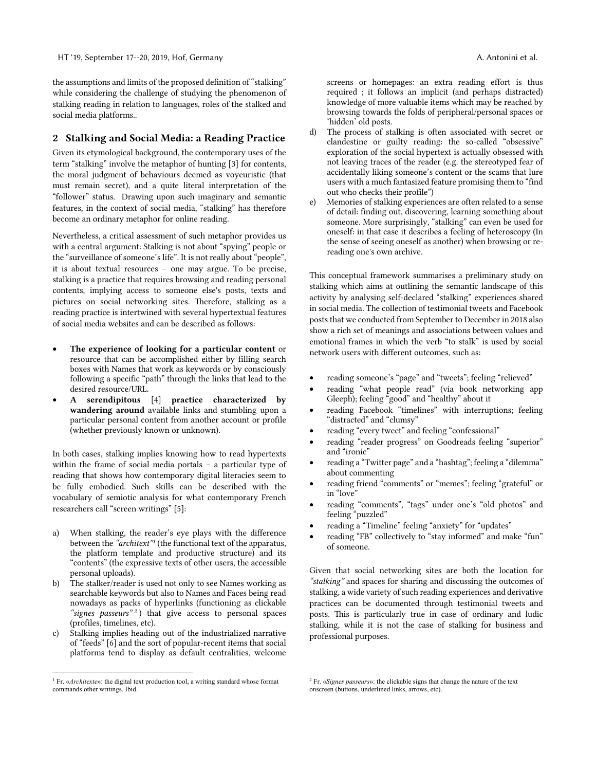the assumptions and limits of the proposed definition of "stalking" while considering the challenge of studying the phenomenon of stalking reading in relation to languages, roles of the stalked and social media platforms..

## 2 Stalking and Social Media: a Reading Practice

Given its etymological background, the contemporary uses of the term "stalking" involve the metaphor of hunting [3] for contents, the moral judgment of behaviours deemed as voyeuristic (that must remain secret), and a quite literal interpretation of the "follower" status. Drawing upon such imaginary and semantic features, in the context of social media, "stalking" has therefore become an ordinary metaphor for online reading.

Nevertheless, a critical assessment of such metaphor provides us with a central argument: Stalking is not about "spying" people or the "surveillance of someone's life". It is not really about "people", it is about textual resources – one may argue. To be precise, stalking is a practice that requires browsing and reading personal contents, implying access to someone else's posts, texts and pictures on social networking sites. Therefore, stalking as a reading practice is intertwined with several hypertextual features of social media websites and can be described as follows:

- **The experience of looking for a particular content** or resource that can be accomplished either by filling search boxes with Names that work as keywords or by consciously following a specific "path" through the links that lead to the desired resource/URL.
- **A serendipitous** [4] **practice characterized by wandering around** available links and stumbling upon a particular personal content from another account or profile (whether previously known or unknown).

In both cases, stalking implies knowing how to read hypertexts within the frame of social media portals – a particular type of reading that shows how contemporary digital literacies seem to be fully embodied. Such skills can be described with the vocabulary of semiotic analysis for what contemporary French researchers call "screen writings" [5]:

a) When stalking, the reader's eye plays with the difference between the *"architext"*[1] (the functional text of the apparatus, the platform template and productive structure) and its "contents" (the expressive texts of other users, the accessible personal uploads).
b) The stalker/reader is used not only to see Names working as searchable keywords but also to Names and Faces being read nowadays as packs of hyperlinks (functioning as clickable *"signes passeurs"*[2]) that give access to personal spaces (profiles, timelines, etc).
c) Stalking implies heading out of the industrialized narrative of "feeds" [6] and the sort of popular-recent items that social platforms tend to display as default centralities, welcome screens or homepages: an extra reading effort is thus required ; it follows an implicit (and perhaps distracted) knowledge of more valuable items which may be reached by browsing towards the folds of peripheral/personal spaces or 'hidden' old posts.
d) The process of stalking is often associated with secret or clandestine or guilty reading: the so-called "obsessive" exploration of the social hypertext is actually obsessed with not leaving traces of the reader (e.g. the stereotyped fear of accidentally liking someone's content or the scams that lure users with a much fantasized feature promising them to "find out who checks their profile")
e) Memories of stalking experiences are often related to a sense of detail: finding out, discovering, learning something about someone. More surprisingly, "stalking" can even be used for oneself: in that case it describes a feeling of heteroscopy (In the sense of seeing oneself as another) when browsing or re-reading one's own archive.

This conceptual framework summarises a preliminary study on stalking which aims at outlining the semantic landscape of this activity by analysing self-declared "stalking" experiences shared in social media. The collection of testimonial tweets and Facebook posts that we conducted from September to December in 2018 also show a rich set of meanings and associations between values and emotional frames in which the verb "to stalk" is used by social network users with different outcomes, such as:

- reading someone's "page" and "tweets"; feeling "relieved"
- reading "what people read" (via book networking app Gleeph); feeling "good" and "healthy" about it
- reading Facebook "timelines" with interruptions; feeling "distracted" and "clumsy"
- reading "every tweet" and feeling "confessional"
- reading "reader progress" on Goodreads feeling "superior" and "ironic"
- reading a "Twitter page" and a "hashtag"; feeling a "dilemma" about commenting
- reading friend "comments" or "memes"; feeling "grateful" or in "love"
- reading "comments", "tags" under one's "old photos" and feeling "puzzled"
- reading a "Timeline" feeling "anxiety" for "updates"
- reading "FB" collectively to "stay informed" and make "fun" of someone.

Given that social networking sites are both the location for *"stalking"* and spaces for sharing and discussing the outcomes of stalking, a wide variety of such reading experiences and derivative practices can be documented through testimonial tweets and posts. This is particularly true in case of ordinary and ludic stalking, while it is not the case of stalking for business and professional purposes.

---

[1] Fr. «*Architexte*»: the digital text production tool, a writing standard whose format commands other writings. Ibid.

[2] Fr. «*Signes passeurs*»: the clickable signs that change the nature of the text onscreen (buttons, underlined links, arrows, etc).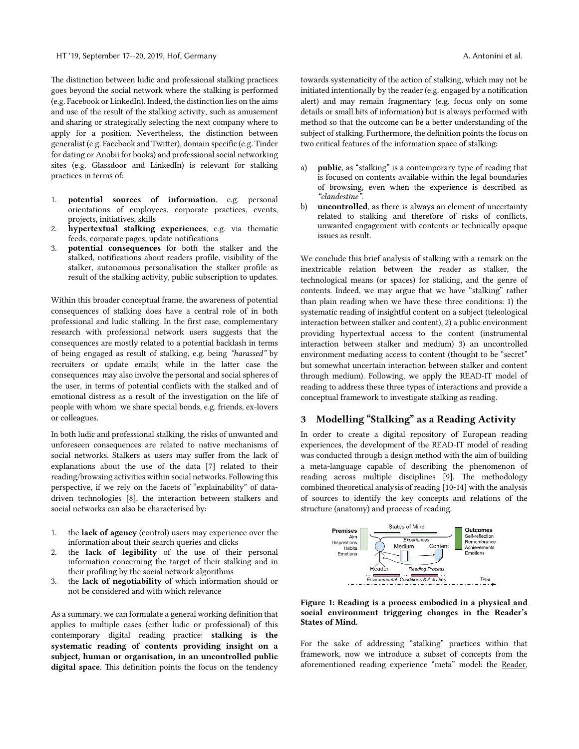The distinction between ludic and professional stalking practices goes beyond the social network where the stalking is performed (e.g. Facebook or LinkedIn). Indeed, the distinction lies on the aims and use of the result of the stalking activity, such as amusement and sharing or strategically selecting the next company where to apply for a position. Nevertheless, the distinction between generalist (e.g. Facebook and Twitter), domain specific (e.g. Tinder for dating or Anobii for books) and professional social networking sites (e.g. Glassdoor and LinkedIn) is relevant for stalking practices in terms of:

1. **potential sources of information**, e.g. personal orientations of employees, corporate practices, events, projects, initiatives, skills
2. **hypertextual stalking experiences**, e.g. via thematic feeds, corporate pages, update notifications
3. **potential consequences** for both the stalker and the stalked, notifications about readers profile, visibility of the stalker, autonomous personalisation the stalker profile as result of the stalking activity, public subscription to updates.

Within this broader conceptual frame, the awareness of potential consequences of stalking does have a central role of in both professional and ludic stalking. In the first case, complementary research with professional network users suggests that the consequences are mostly related to a potential backlash in terms of being engaged as result of stalking, e.g. being *"harassed"* by recruiters or update emails; while in the latter case the consequences may also involve the personal and social spheres of the user, in terms of potential conflicts with the stalked and of emotional distress as a result of the investigation on the life of people with whom we share special bonds, e.g. friends, ex-lovers or colleagues.

In both ludic and professional stalking, the risks of unwanted and unforeseen consequences are related to native mechanisms of social networks. Stalkers as users may suffer from the lack of explanations about the use of the data [7] related to their reading/browsing activities within social networks. Following this perspective, if we rely on the facets of "explainability" of data-driven technologies [8], the interaction between stalkers and social networks can also be characterised by:

1. the **lack of agency** (control) users may experience over the information about their search queries and clicks
2. the **lack of legibility** of the use of their personal information concerning the target of their stalking and in their profiling by the social network algorithms
3. the **lack of negotiability** of which information should or not be considered and with which relevance

As a summary, we can formulate a general working definition that applies to multiple cases (either ludic or professional) of this contemporary digital reading practice: **stalking is the systematic reading of contents providing insight on a subject, human or organisation, in an uncontrolled public digital space**. This definition points the focus on the tendency towards systematicity of the action of stalking, which may not be initiated intentionally by the reader (e.g. engaged by a notification alert) and may remain fragmentary (e.g. focus only on some details or small bits of information) but is always performed with method so that the outcome can be a better understanding of the subject of stalking. Furthermore, the definition points the focus on two critical features of the information space of stalking:

a) **public**, as "stalking" is a contemporary type of reading that is focused on contents available within the legal boundaries of browsing, even when the experience is described as *"clandestine"*.
b) **uncontrolled**, as there is always an element of uncertainty related to stalking and therefore of risks of conflicts, unwanted engagement with contents or technically opaque issues as result.

We conclude this brief analysis of stalking with a remark on the inextricable relation between the reader as stalker, the technological means (or spaces) for stalking, and the genre of contents. Indeed, we may argue that we have "stalking" rather than plain reading when we have these three conditions: 1) the systematic reading of insightful content on a subject (teleological interaction between stalker and content), 2) a public environment providing hypertextual access to the content (instrumental interaction between stalker and medium) 3) an uncontrolled environment mediating access to content (thought to be "secret" but somewhat uncertain interaction between stalker and content through medium). Following, we apply the READ-IT model of reading to address these three types of interactions and provide a conceptual framework to investigate stalking as reading.

## 3 Modelling "Stalking" as a Reading Activity

In order to create a digital repository of European reading experiences, the development of the READ-IT model of reading was conducted through a design method with the aim of building a meta-language capable of describing the phenomenon of reading across multiple disciplines [9]. The methodology combined theoretical analysis of reading [10-14] with the analysis of sources to identify the key concepts and relations of the structure (anatomy) and process of reading.

**Figure 1: Reading is a process embodied in a physical and social environment triggering changes in the Reader's States of Mind.**

For the sake of addressing "stalking" practices within that framework, now we introduce a subset of concepts from the aforementioned reading experience "meta" model: the Reader,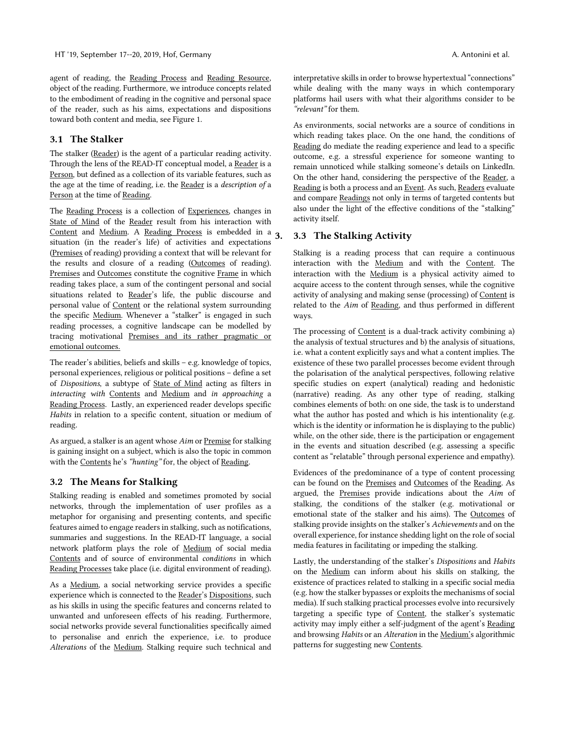agent of reading, the Reading Process and Reading Resource, object of the reading. Furthermore, we introduce concepts related to the embodiment of reading in the cognitive and personal space of the reader, such as his aims, expectations and dispositions toward both content and media, see Figure 1.

### 3.1 The Stalker

The stalker (Reader) is the agent of a particular reading activity. Through the lens of the READ-IT conceptual model, a Reader is a Person, but defined as a collection of its variable features, such as the age at the time of reading, i.e. the Reader is a *description of* a Person at the time of Reading.

The Reading Process is a collection of Experiences, changes in State of Mind of the Reader result from his interaction with Content and Medium. A Reading Process is embedded in a situation (in the reader's life) of activities and expectations (Premises of reading) providing a context that will be relevant for the results and closure of a reading (Outcomes of reading). Premises and Outcomes constitute the cognitive Frame in which reading takes place, a sum of the contingent personal and social situations related to Reader's life, the public discourse and personal value of Content or the relational system surrounding the specific Medium. Whenever a "stalker" is engaged in such reading processes, a cognitive landscape can be modelled by tracing motivational Premises and its rather pragmatic or emotional outcomes.

The reader's abilities, beliefs and skills – e.g. knowledge of topics, personal experiences, religious or political positions – define a set of *Dispositions*, a subtype of State of Mind acting as filters in *interacting with* Contents and Medium and *in approaching* a Reading Process. Lastly, an experienced reader develops specific *Habits* in relation to a specific content, situation or medium of reading.

As argued, a stalker is an agent whose *Aim* or Premise for stalking is gaining insight on a subject, which is also the topic in common with the Contents he's *"hunting"* for, the object of Reading.

### 3.2 The Means for Stalking

Stalking reading is enabled and sometimes promoted by social networks, through the implementation of user profiles as a metaphor for organising and presenting contents, and specific features aimed to engage readers in stalking, such as notifications, summaries and suggestions. In the READ-IT language, a social network platform plays the role of Medium of social media Contents and of source of environmental *conditions* in which Reading Processes take place (i.e. digital environment of reading).

As a Medium, a social networking service provides a specific experience which is connected to the Reader's Dispositions, such as his skills in using the specific features and concerns related to unwanted and unforeseen effects of his reading. Furthermore, social networks provide several functionalities specifically aimed to personalise and enrich the experience, i.e. to produce *Alterations* of the Medium. Stalking require such technical and interpretative skills in order to browse hypertextual "connections" while dealing with the many ways in which contemporary platforms hail users with what their algorithms consider to be *"relevant"* for them.

As environments, social networks are a source of conditions in which reading takes place. On the one hand, the conditions of Reading do mediate the reading experience and lead to a specific outcome, e.g. a stressful experience for someone wanting to remain unnoticed while stalking someone's details on LinkedIn. On the other hand, considering the perspective of the Reader, a Reading is both a process and an Event. As such, Readers evaluate and compare Readings not only in terms of targeted contents but also under the light of the effective conditions of the "stalking" activity itself.

### 3.3 The Stalking Activity

Stalking is a reading process that can require a continuous interaction with the Medium and with the Content. The interaction with the Medium is a physical activity aimed to acquire access to the content through senses, while the cognitive activity of analysing and making sense (processing) of Content is related to the *Aim* of Reading, and thus performed in different ways.

The processing of Content is a dual-track activity combining a) the analysis of textual structures and b) the analysis of situations, i.e. what a content explicitly says and what a content implies. The existence of these two parallel processes become evident through the polarisation of the analytical perspectives, following relative specific studies on expert (analytical) reading and hedonistic (narrative) reading. As any other type of reading, stalking combines elements of both: on one side, the task is to understand what the author has posted and which is his intentionality (e.g. which is the identity or information he is displaying to the public) while, on the other side, there is the participation or engagement in the events and situation described (e.g. assessing a specific content as "relatable" through personal experience and empathy).

Evidences of the predominance of a type of content processing can be found on the Premises and Outcomes of the Reading. As argued, the Premises provide indications about the *Aim* of stalking, the conditions of the stalker (e.g. motivational or emotional state of the stalker and his aims). The Outcomes of stalking provide insights on the stalker's *Achievements* and on the overall experience, for instance shedding light on the role of social media features in facilitating or impeding the stalking.

Lastly, the understanding of the stalker's *Dispositions* and *Habits* on the Medium can inform about his skills on stalking, the existence of practices related to stalking in a specific social media (e.g. how the stalker bypasses or exploits the mechanisms of social media). If such stalking practical processes evolve into recursively targeting a specific type of Content, the stalker's systematic activity may imply either a self-judgment of the agent's Reading and browsing *Habits* or an *Alteration* in the Medium's algorithmic patterns for suggesting new Contents.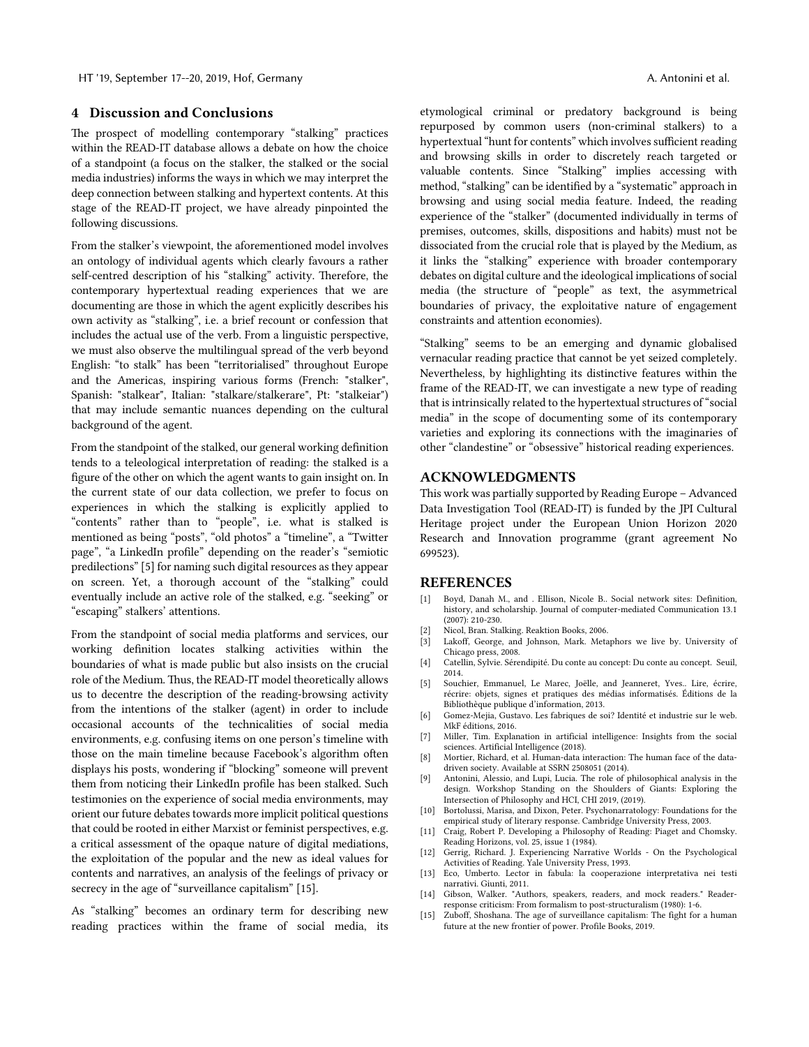## 4 Discussion and Conclusions

The prospect of modelling contemporary "stalking" practices within the READ-IT database allows a debate on how the choice of a standpoint (a focus on the stalker, the stalked or the social media industries) informs the ways in which we may interpret the deep connection between stalking and hypertext contents. At this stage of the READ-IT project, we have already pinpointed the following discussions.

From the stalker's viewpoint, the aforementioned model involves an ontology of individual agents which clearly favours a rather self-centred description of his "stalking" activity. Therefore, the contemporary hypertextual reading experiences that we are documenting are those in which the agent explicitly describes his own activity as "stalking", i.e. a brief recount or confession that includes the actual use of the verb. From a linguistic perspective, we must also observe the multilingual spread of the verb beyond English: "to stalk" has been "territorialised" throughout Europe and the Americas, inspiring various forms (French: "stalker", Spanish: "stalkear", Italian: "stalkare/stalkerare", Pt: "stalkeiar") that may include semantic nuances depending on the cultural background of the agent.

From the standpoint of the stalked, our general working definition tends to a teleological interpretation of reading: the stalked is a figure of the other on which the agent wants to gain insight on. In the current state of our data collection, we prefer to focus on experiences in which the stalking is explicitly applied to "contents" rather than to "people", i.e. what is stalked is mentioned as being "posts", "old photos" a "timeline", a "Twitter page", "a LinkedIn profile" depending on the reader's "semiotic predilections" [5] for naming such digital resources as they appear on screen. Yet, a thorough account of the "stalking" could eventually include an active role of the stalked, e.g. "seeking" or "escaping" stalkers' attentions.

From the standpoint of social media platforms and services, our working definition locates stalking activities within the boundaries of what is made public but also insists on the crucial role of the Medium. Thus, the READ-IT model theoretically allows us to decentre the description of the reading-browsing activity from the intentions of the stalker (agent) in order to include occasional accounts of the technicalities of social media environments, e.g. confusing items on one person's timeline with those on the main timeline because Facebook's algorithm often displays his posts, wondering if "blocking" someone will prevent them from noticing their LinkedIn profile has been stalked. Such testimonies on the experience of social media environments, may orient our future debates towards more implicit political questions that could be rooted in either Marxist or feminist perspectives, e.g. a critical assessment of the opaque nature of digital mediations, the exploitation of the popular and the new as ideal values for contents and narratives, an analysis of the feelings of privacy or secrecy in the age of "surveillance capitalism" [15].

As "stalking" becomes an ordinary term for describing new reading practices within the frame of social media, its etymological criminal or predatory background is being repurposed by common users (non-criminal stalkers) to a hypertextual "hunt for contents" which involves sufficient reading and browsing skills in order to discretely reach targeted or valuable contents. Since "Stalking" implies accessing with method, "stalking" can be identified by a "systematic" approach in browsing and using social media feature. Indeed, the reading experience of the "stalker" (documented individually in terms of premises, outcomes, skills, dispositions and habits) must not be dissociated from the crucial role that is played by the Medium, as it links the "stalking" experience with broader contemporary debates on digital culture and the ideological implications of social media (the structure of "people" as text, the asymmetrical boundaries of privacy, the exploitative nature of engagement constraints and attention economies).

"Stalking" seems to be an emerging and dynamic globalised vernacular reading practice that cannot be yet seized completely. Nevertheless, by highlighting its distinctive features within the frame of the READ-IT, we can investigate a new type of reading that is intrinsically related to the hypertextual structures of "social media" in the scope of documenting some of its contemporary varieties and exploring its connections with the imaginaries of other "clandestine" or "obsessive" historical reading experiences.

## ACKNOWLEDGMENTS

This work was partially supported by Reading Europe – Advanced Data Investigation Tool (READ-IT) is funded by the JPI Cultural Heritage project under the European Union Horizon 2020 Research and Innovation programme (grant agreement No 699523).

## REFERENCES

[1] Boyd, Danah M., and . Ellison, Nicole B.. Social network sites: Definition, history, and scholarship. Journal of computer-mediated Communication 13.1 (2007): 210-230.

[2] Nicol, Bran. Stalking. Reaktion Books, 2006.

[3] Lakoff, George, and Johnson, Mark. Metaphors we live by. University of Chicago press, 2008.

[4] Catellin, Sylvie. Sérendipité. Du conte au concept: Du conte au concept. Seuil, 2014.

[5] Souchier, Emmanuel, Le Marec, Joëlle, and Jeanneret, Yves.. Lire, écrire, récrire: objets, signes et pratiques des médias informatisés. Éditions de la Bibliothèque publique d'information, 2013.

[6] Gomez-Mejia, Gustavo. Les fabriques de soi? Identité et industrie sur le web. MkF éditions, 2016.

[7] Miller, Tim. Explanation in artificial intelligence: Insights from the social sciences. Artificial Intelligence (2018).

[8] Mortier, Richard, et al. Human-data interaction: The human face of the data-driven society. Available at SSRN 2508051 (2014).

[9] Antonini, Alessio, and Lupi, Lucia. The role of philosophical analysis in the design. Workshop Standing on the Shoulders of Giants: Exploring the Intersection of Philosophy and HCI, CHI 2019, (2019).

[10] Bortolussi, Marisa, and Dixon, Peter. Psychonarratology: Foundations for the empirical study of literary response. Cambridge University Press, 2003.

[11] Craig, Robert P. Developing a Philosophy of Reading: Piaget and Chomsky. Reading Horizons, vol. 25, issue 1 (1984).

[12] Gerrig, Richard. J. Experiencing Narrative Worlds - On the Psychological Activities of Reading. Yale University Press, 1993.

[13] Eco, Umberto. Lector in fabula: la cooperazione interpretativa nei testi narrativi. Giunti, 2011.

[14] Gibson, Walker. "Authors, speakers, readers, and mock readers." Reader-response criticism: From formalism to post-structuralism (1980): 1-6.

[15] Zuboff, Shoshana. The age of surveillance capitalism: The fight for a human future at the new frontier of power. Profile Books, 2019.